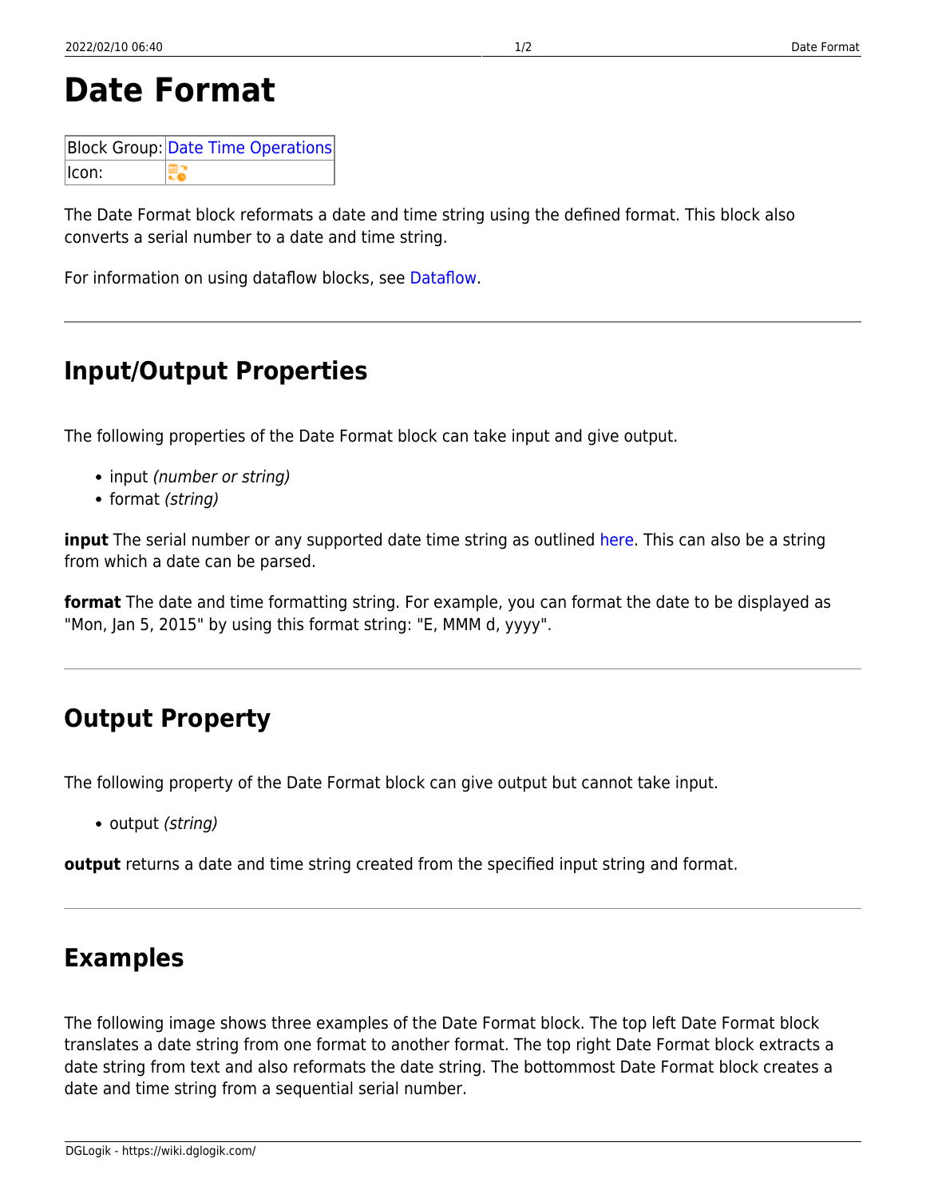# Date Format

| Block Group: | Date Time Operations |
|---|---|
| Icon: | |

The Date Format block reformats a date and time string using the defined format. This block also converts a serial number to a date and time string.

For information on using dataflow blocks, see Dataflow.

---

## Input/Output Properties

The following properties of the Date Format block can take input and give output.

- input *(number or string)*
- format *(string)*

**input** The serial number or any supported date time string as outlined here. This can also be a string from which a date can be parsed.

**format** The date and time formatting string. For example, you can format the date to be displayed as "Mon, Jan 5, 2015" by using this format string: "E, MMM d, yyyy".

---

## Output Property

The following property of the Date Format block can give output but cannot take input.

- output *(string)*

**output** returns a date and time string created from the specified input string and format.

---

## Examples

The following image shows three examples of the Date Format block. The top left Date Format block translates a date string from one format to another format. The top right Date Format block extracts a date string from text and also reformats the date string. The bottommost Date Format block creates a date and time string from a sequential serial number.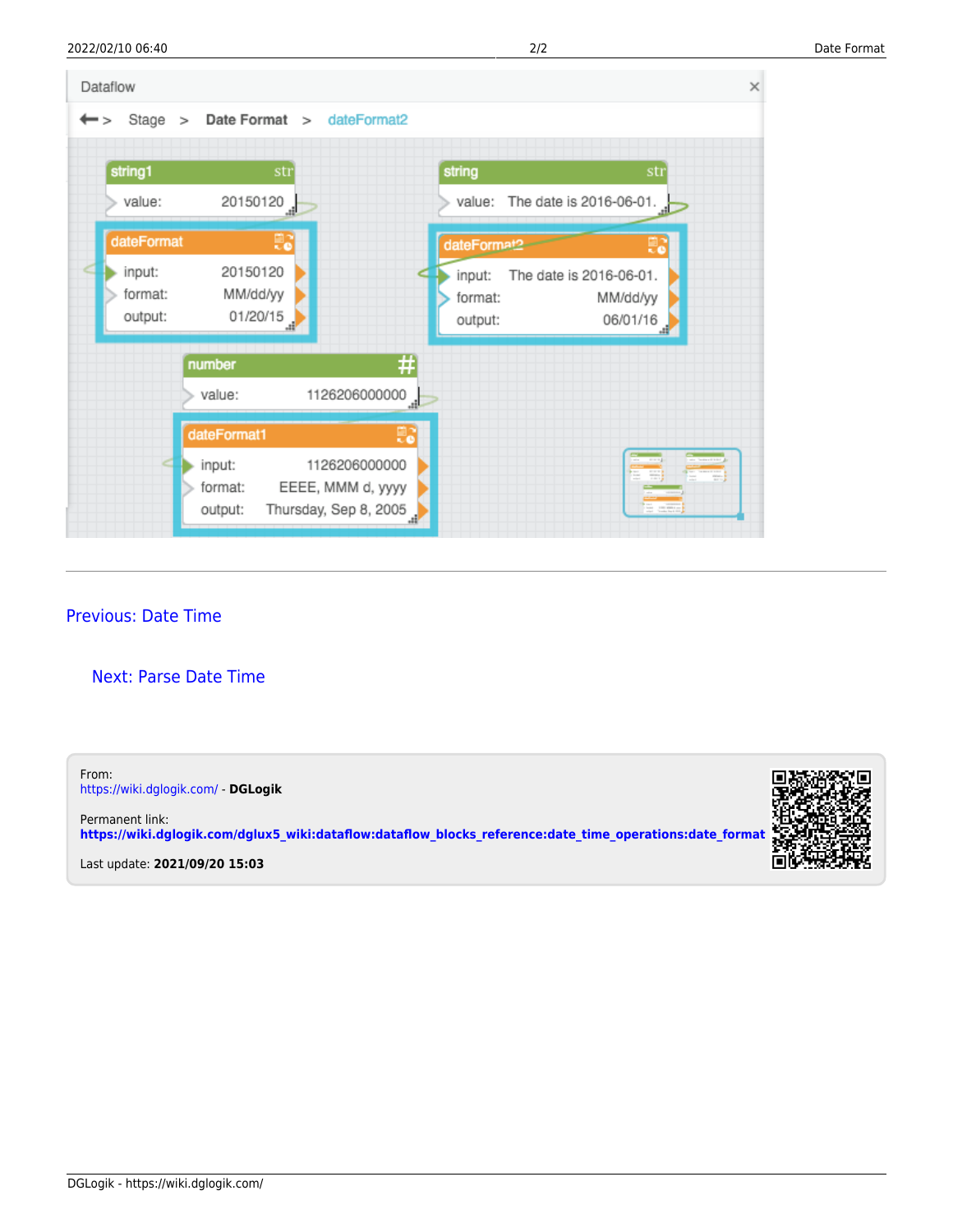Dataflow

← > Stage > Date Format > dateFormat2

string1 str
value: 20150120

dateFormat
input: 20150120
format: MM/dd/yy
output: 01/20/15

string str
value: The date is 2016-06-01.

dateFormat2
input: The date is 2016-06-01.
format: MM/dd/yy
output: 06/01/16

number #
value: 1126206000000

dateFormat1
input: 1126206000000
format: EEEE, MMM d, yyyy
output: Thursday, Sep 8, 2005

---

Previous: Date Time

Next: Parse Date Time

From:
https://wiki.dglogik.com/ - **DGLogik**

Permanent link:
**https://wiki.dglogik.com/dglux5_wiki:dataflow:dataflow_blocks_reference:date_time_operations:date_format**

Last update: **2021/09/20 15:03**